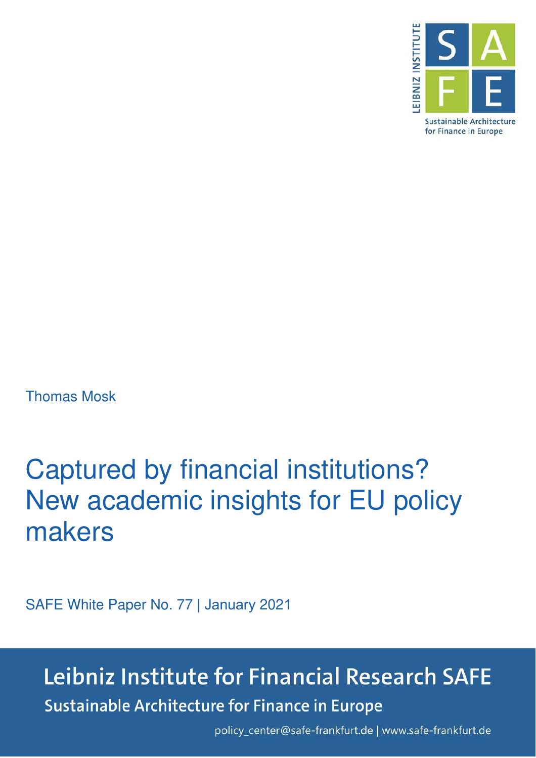LEIBNIZ INSTITUTE

SAFE

Sustainable Architecture for Finance in Europe

Thomas Mosk

# Captured by financial institutions? New academic insights for EU policy makers

SAFE White Paper No. 77 | January 2021

Leibniz Institute for Financial Research SAFE

Sustainable Architecture for Finance in Europe

policy_center@safe-frankfurt.de | www.safe-frankfurt.de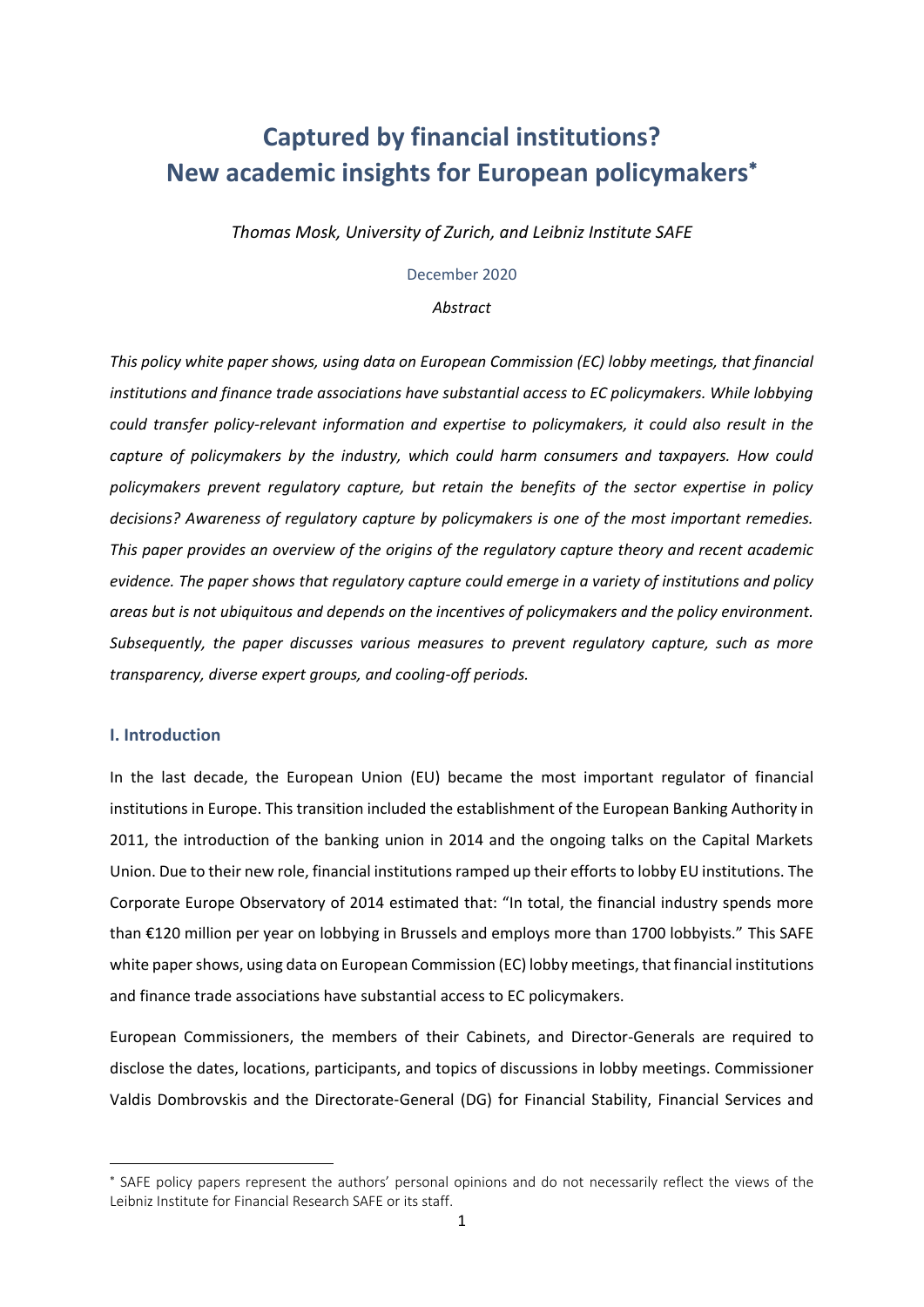# Captured by financial institutions? New academic insights for European policymakers[*]

*Thomas Mosk, University of Zurich, and Leibniz Institute SAFE*

December 2020

*Abstract*

*This policy white paper shows, using data on European Commission (EC) lobby meetings, that financial institutions and finance trade associations have substantial access to EC policymakers. While lobbying could transfer policy-relevant information and expertise to policymakers, it could also result in the capture of policymakers by the industry, which could harm consumers and taxpayers. How could policymakers prevent regulatory capture, but retain the benefits of the sector expertise in policy decisions? Awareness of regulatory capture by policymakers is one of the most important remedies. This paper provides an overview of the origins of the regulatory capture theory and recent academic evidence. The paper shows that regulatory capture could emerge in a variety of institutions and policy areas but is not ubiquitous and depends on the incentives of policymakers and the policy environment. Subsequently, the paper discusses various measures to prevent regulatory capture, such as more transparency, diverse expert groups, and cooling-off periods.*

## I. Introduction

In the last decade, the European Union (EU) became the most important regulator of financial institutions in Europe. This transition included the establishment of the European Banking Authority in 2011, the introduction of the banking union in 2014 and the ongoing talks on the Capital Markets Union. Due to their new role, financial institutions ramped up their efforts to lobby EU institutions. The Corporate Europe Observatory of 2014 estimated that: "In total, the financial industry spends more than €120 million per year on lobbying in Brussels and employs more than 1700 lobbyists." This SAFE white paper shows, using data on European Commission (EC) lobby meetings, that financial institutions and finance trade associations have substantial access to EC policymakers.

European Commissioners, the members of their Cabinets, and Director-Generals are required to disclose the dates, locations, participants, and topics of discussions in lobby meetings. Commissioner Valdis Dombrovskis and the Directorate-General (DG) for Financial Stability, Financial Services and

[*] SAFE policy papers represent the authors' personal opinions and do not necessarily reflect the views of the Leibniz Institute for Financial Research SAFE or its staff.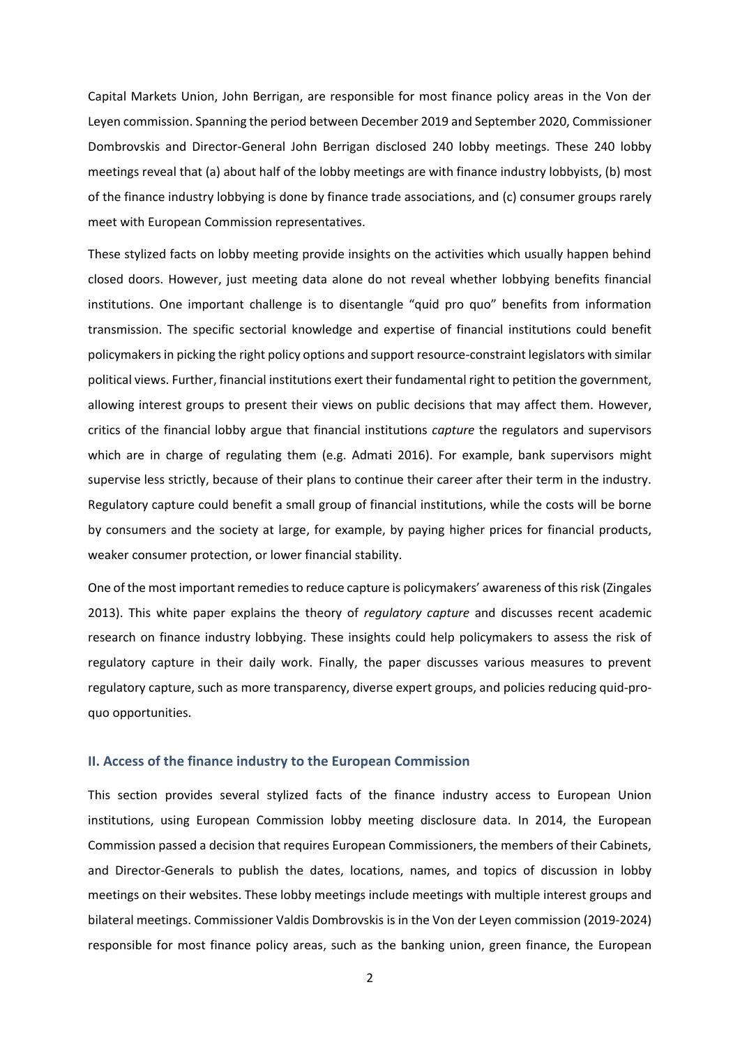Capital Markets Union, John Berrigan, are responsible for most finance policy areas in the Von der Leyen commission. Spanning the period between December 2019 and September 2020, Commissioner Dombrovskis and Director-General John Berrigan disclosed 240 lobby meetings. These 240 lobby meetings reveal that (a) about half of the lobby meetings are with finance industry lobbyists, (b) most of the finance industry lobbying is done by finance trade associations, and (c) consumer groups rarely meet with European Commission representatives.

These stylized facts on lobby meeting provide insights on the activities which usually happen behind closed doors. However, just meeting data alone do not reveal whether lobbying benefits financial institutions. One important challenge is to disentangle "quid pro quo" benefits from information transmission. The specific sectorial knowledge and expertise of financial institutions could benefit policymakers in picking the right policy options and support resource-constraint legislators with similar political views. Further, financial institutions exert their fundamental right to petition the government, allowing interest groups to present their views on public decisions that may affect them. However, critics of the financial lobby argue that financial institutions *capture* the regulators and supervisors which are in charge of regulating them (e.g. Admati 2016). For example, bank supervisors might supervise less strictly, because of their plans to continue their career after their term in the industry. Regulatory capture could benefit a small group of financial institutions, while the costs will be borne by consumers and the society at large, for example, by paying higher prices for financial products, weaker consumer protection, or lower financial stability.

One of the most important remedies to reduce capture is policymakers' awareness of this risk (Zingales 2013). This white paper explains the theory of *regulatory capture* and discusses recent academic research on finance industry lobbying. These insights could help policymakers to assess the risk of regulatory capture in their daily work. Finally, the paper discusses various measures to prevent regulatory capture, such as more transparency, diverse expert groups, and policies reducing quid-pro-quo opportunities.

## II. Access of the finance industry to the European Commission

This section provides several stylized facts of the finance industry access to European Union institutions, using European Commission lobby meeting disclosure data. In 2014, the European Commission passed a decision that requires European Commissioners, the members of their Cabinets, and Director-Generals to publish the dates, locations, names, and topics of discussion in lobby meetings on their websites. These lobby meetings include meetings with multiple interest groups and bilateral meetings. Commissioner Valdis Dombrovskis is in the Von der Leyen commission (2019-2024) responsible for most finance policy areas, such as the banking union, green finance, the European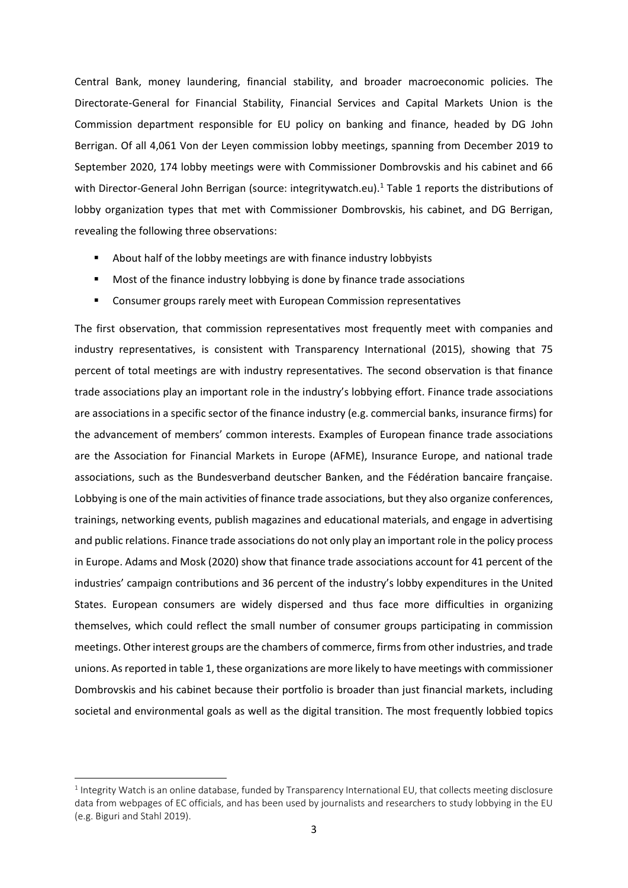Central Bank, money laundering, financial stability, and broader macroeconomic policies. The Directorate-General for Financial Stability, Financial Services and Capital Markets Union is the Commission department responsible for EU policy on banking and finance, headed by DG John Berrigan. Of all 4,061 Von der Leyen commission lobby meetings, spanning from December 2019 to September 2020, 174 lobby meetings were with Commissioner Dombrovskis and his cabinet and 66 with Director-General John Berrigan (source: integritywatch.eu).[1] Table 1 reports the distributions of lobby organization types that met with Commissioner Dombrovskis, his cabinet, and DG Berrigan, revealing the following three observations:

- About half of the lobby meetings are with finance industry lobbyists
- Most of the finance industry lobbying is done by finance trade associations
- Consumer groups rarely meet with European Commission representatives

The first observation, that commission representatives most frequently meet with companies and industry representatives, is consistent with Transparency International (2015), showing that 75 percent of total meetings are with industry representatives. The second observation is that finance trade associations play an important role in the industry's lobbying effort. Finance trade associations are associations in a specific sector of the finance industry (e.g. commercial banks, insurance firms) for the advancement of members' common interests. Examples of European finance trade associations are the Association for Financial Markets in Europe (AFME), Insurance Europe, and national trade associations, such as the Bundesverband deutscher Banken, and the Fédération bancaire française. Lobbying is one of the main activities of finance trade associations, but they also organize conferences, trainings, networking events, publish magazines and educational materials, and engage in advertising and public relations. Finance trade associations do not only play an important role in the policy process in Europe. Adams and Mosk (2020) show that finance trade associations account for 41 percent of the industries' campaign contributions and 36 percent of the industry's lobby expenditures in the United States. European consumers are widely dispersed and thus face more difficulties in organizing themselves, which could reflect the small number of consumer groups participating in commission meetings. Other interest groups are the chambers of commerce, firms from other industries, and trade unions. As reported in table 1, these organizations are more likely to have meetings with commissioner Dombrovskis and his cabinet because their portfolio is broader than just financial markets, including societal and environmental goals as well as the digital transition. The most frequently lobbied topics

[1] Integrity Watch is an online database, funded by Transparency International EU, that collects meeting disclosure data from webpages of EC officials, and has been used by journalists and researchers to study lobbying in the EU (e.g. Biguri and Stahl 2019).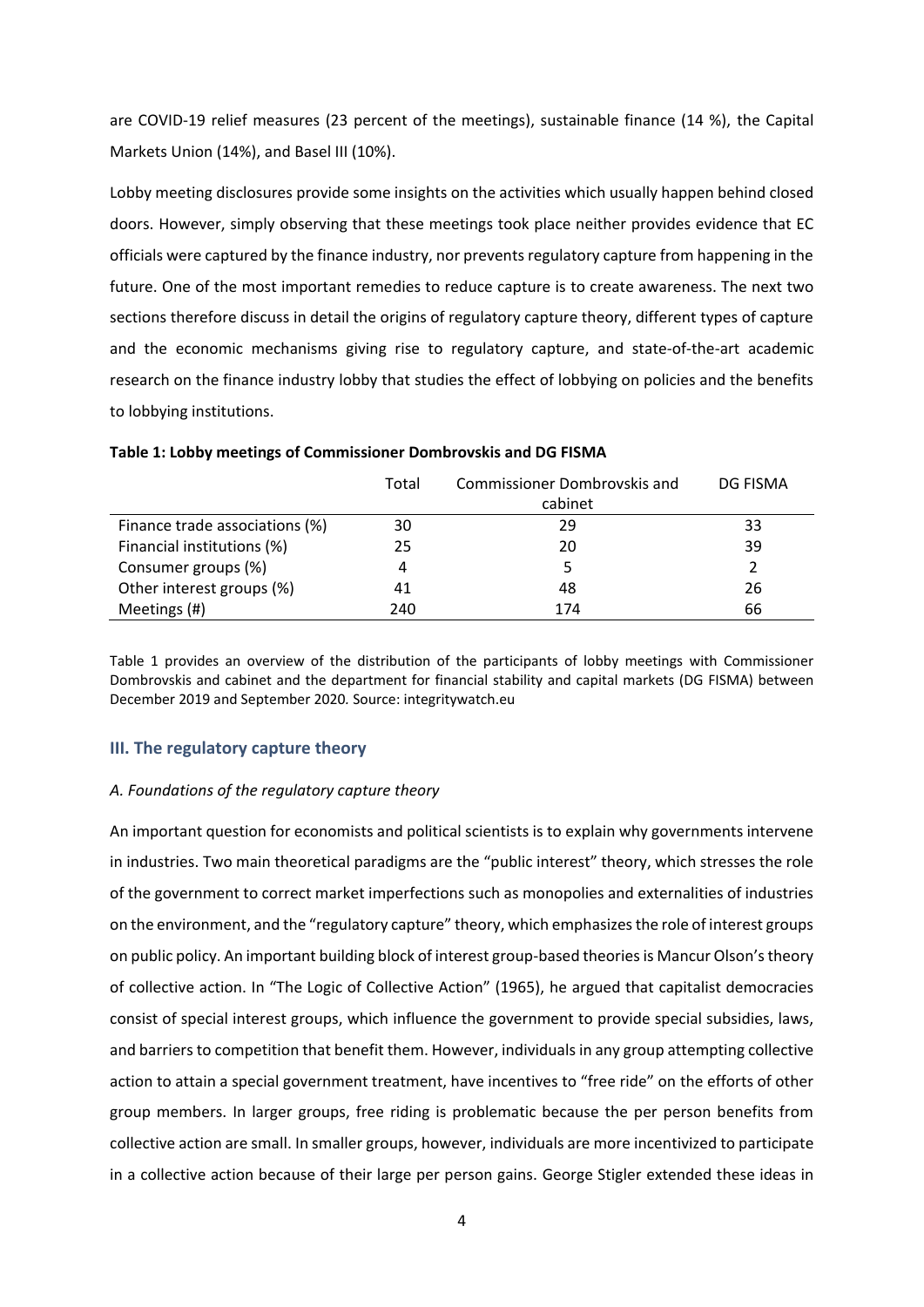are COVID-19 relief measures (23 percent of the meetings), sustainable finance (14 %), the Capital Markets Union (14%), and Basel III (10%).

Lobby meeting disclosures provide some insights on the activities which usually happen behind closed doors. However, simply observing that these meetings took place neither provides evidence that EC officials were captured by the finance industry, nor prevents regulatory capture from happening in the future. One of the most important remedies to reduce capture is to create awareness. The next two sections therefore discuss in detail the origins of regulatory capture theory, different types of capture and the economic mechanisms giving rise to regulatory capture, and state-of-the-art academic research on the finance industry lobby that studies the effect of lobbying on policies and the benefits to lobbying institutions.

**Table 1: Lobby meetings of Commissioner Dombrovskis and DG FISMA**

| | Total | Commissioner Dombrovskis and cabinet | DG FISMA |
|---|---|---|---|
| Finance trade associations (%) | 30 | 29 | 33 |
| Financial institutions (%) | 25 | 20 | 39 |
| Consumer groups (%) | 4 | 5 | 2 |
| Other interest groups (%) | 41 | 48 | 26 |
| Meetings (#) | 240 | 174 | 66 |

Table 1 provides an overview of the distribution of the participants of lobby meetings with Commissioner Dombrovskis and cabinet and the department for financial stability and capital markets (DG FISMA) between December 2019 and September 2020. Source: integritywatch.eu

## III. The regulatory capture theory

### *A. Foundations of the regulatory capture theory*

An important question for economists and political scientists is to explain why governments intervene in industries. Two main theoretical paradigms are the "public interest" theory, which stresses the role of the government to correct market imperfections such as monopolies and externalities of industries on the environment, and the "regulatory capture" theory, which emphasizes the role of interest groups on public policy. An important building block of interest group-based theories is Mancur Olson's theory of collective action. In "The Logic of Collective Action" (1965), he argued that capitalist democracies consist of special interest groups, which influence the government to provide special subsidies, laws, and barriers to competition that benefit them. However, individuals in any group attempting collective action to attain a special government treatment, have incentives to "free ride" on the efforts of other group members. In larger groups, free riding is problematic because the per person benefits from collective action are small. In smaller groups, however, individuals are more incentivized to participate in a collective action because of their large per person gains. George Stigler extended these ideas in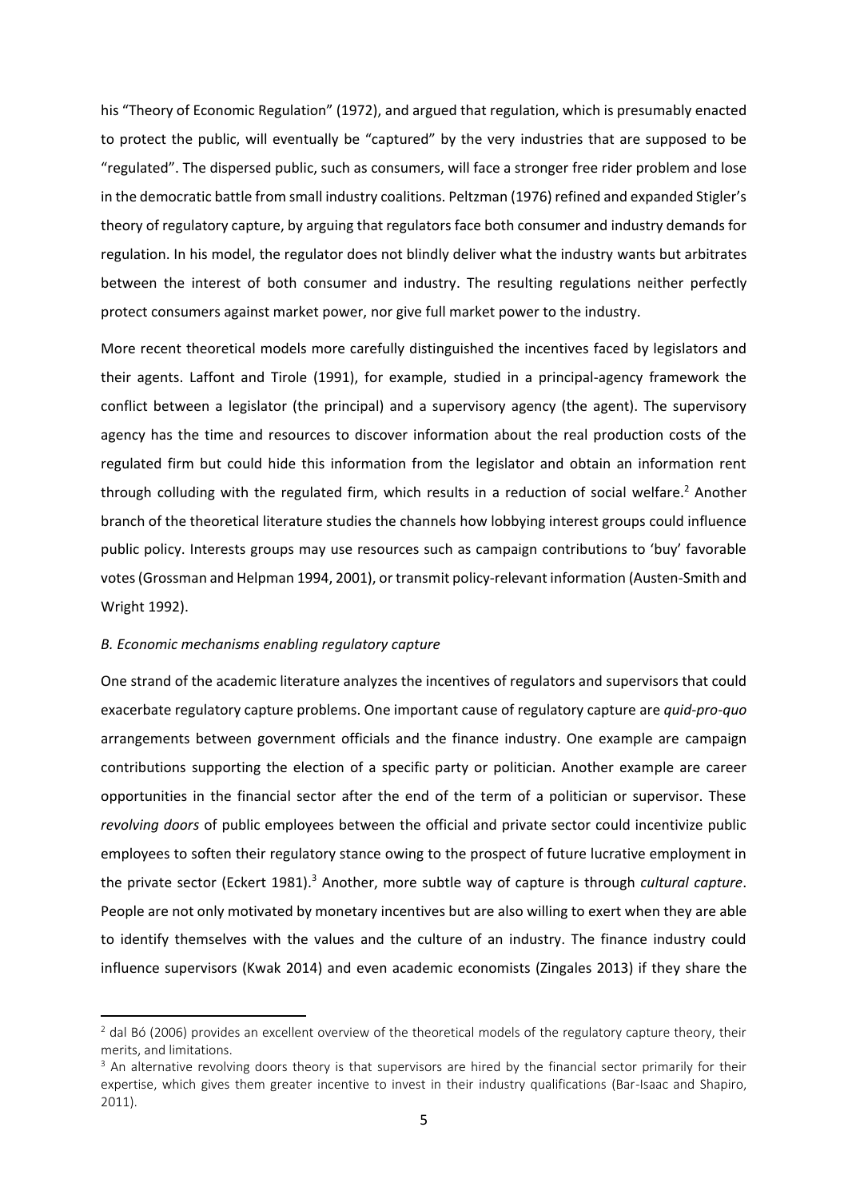his "Theory of Economic Regulation" (1972), and argued that regulation, which is presumably enacted to protect the public, will eventually be "captured" by the very industries that are supposed to be "regulated". The dispersed public, such as consumers, will face a stronger free rider problem and lose in the democratic battle from small industry coalitions. Peltzman (1976) refined and expanded Stigler's theory of regulatory capture, by arguing that regulators face both consumer and industry demands for regulation. In his model, the regulator does not blindly deliver what the industry wants but arbitrates between the interest of both consumer and industry. The resulting regulations neither perfectly protect consumers against market power, nor give full market power to the industry.

More recent theoretical models more carefully distinguished the incentives faced by legislators and their agents. Laffont and Tirole (1991), for example, studied in a principal-agency framework the conflict between a legislator (the principal) and a supervisory agency (the agent). The supervisory agency has the time and resources to discover information about the real production costs of the regulated firm but could hide this information from the legislator and obtain an information rent through colluding with the regulated firm, which results in a reduction of social welfare.[2] Another branch of the theoretical literature studies the channels how lobbying interest groups could influence public policy. Interests groups may use resources such as campaign contributions to 'buy' favorable votes (Grossman and Helpman 1994, 2001), or transmit policy-relevant information (Austen-Smith and Wright 1992).

### *B. Economic mechanisms enabling regulatory capture*

One strand of the academic literature analyzes the incentives of regulators and supervisors that could exacerbate regulatory capture problems. One important cause of regulatory capture are *quid-pro-quo* arrangements between government officials and the finance industry. One example are campaign contributions supporting the election of a specific party or politician. Another example are career opportunities in the financial sector after the end of the term of a politician or supervisor. These *revolving doors* of public employees between the official and private sector could incentivize public employees to soften their regulatory stance owing to the prospect of future lucrative employment in the private sector (Eckert 1981).[3] Another, more subtle way of capture is through *cultural capture*. People are not only motivated by monetary incentives but are also willing to exert when they are able to identify themselves with the values and the culture of an industry. The finance industry could influence supervisors (Kwak 2014) and even academic economists (Zingales 2013) if they share the

---

[2] dal Bó (2006) provides an excellent overview of the theoretical models of the regulatory capture theory, their merits, and limitations.

[3] An alternative revolving doors theory is that supervisors are hired by the financial sector primarily for their expertise, which gives them greater incentive to invest in their industry qualifications (Bar-Isaac and Shapiro, 2011).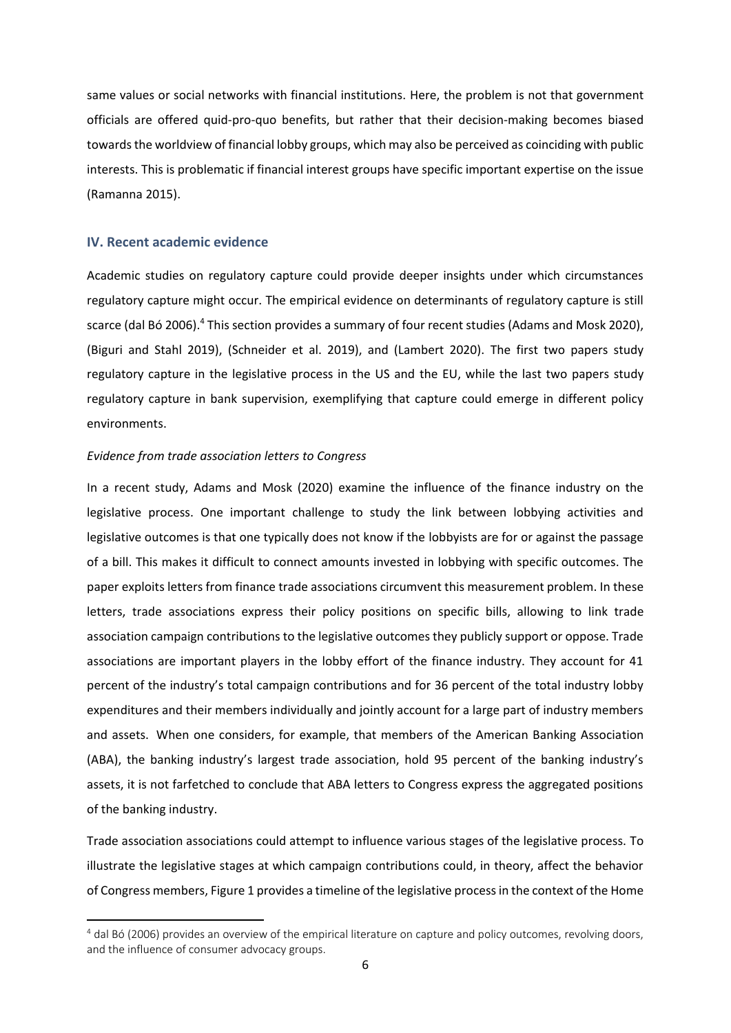same values or social networks with financial institutions. Here, the problem is not that government officials are offered quid-pro-quo benefits, but rather that their decision-making becomes biased towards the worldview of financial lobby groups, which may also be perceived as coinciding with public interests. This is problematic if financial interest groups have specific important expertise on the issue (Ramanna 2015).

## IV. Recent academic evidence

Academic studies on regulatory capture could provide deeper insights under which circumstances regulatory capture might occur. The empirical evidence on determinants of regulatory capture is still scarce (dal Bó 2006).[4] This section provides a summary of four recent studies (Adams and Mosk 2020), (Biguri and Stahl 2019), (Schneider et al. 2019), and (Lambert 2020). The first two papers study regulatory capture in the legislative process in the US and the EU, while the last two papers study regulatory capture in bank supervision, exemplifying that capture could emerge in different policy environments.

*Evidence from trade association letters to Congress*

In a recent study, Adams and Mosk (2020) examine the influence of the finance industry on the legislative process. One important challenge to study the link between lobbying activities and legislative outcomes is that one typically does not know if the lobbyists are for or against the passage of a bill. This makes it difficult to connect amounts invested in lobbying with specific outcomes. The paper exploits letters from finance trade associations circumvent this measurement problem. In these letters, trade associations express their policy positions on specific bills, allowing to link trade association campaign contributions to the legislative outcomes they publicly support or oppose. Trade associations are important players in the lobby effort of the finance industry. They account for 41 percent of the industry's total campaign contributions and for 36 percent of the total industry lobby expenditures and their members individually and jointly account for a large part of industry members and assets. When one considers, for example, that members of the American Banking Association (ABA), the banking industry's largest trade association, hold 95 percent of the banking industry's assets, it is not farfetched to conclude that ABA letters to Congress express the aggregated positions of the banking industry.

Trade association associations could attempt to influence various stages of the legislative process. To illustrate the legislative stages at which campaign contributions could, in theory, affect the behavior of Congress members, Figure 1 provides a timeline of the legislative process in the context of the Home

[4] dal Bó (2006) provides an overview of the empirical literature on capture and policy outcomes, revolving doors, and the influence of consumer advocacy groups.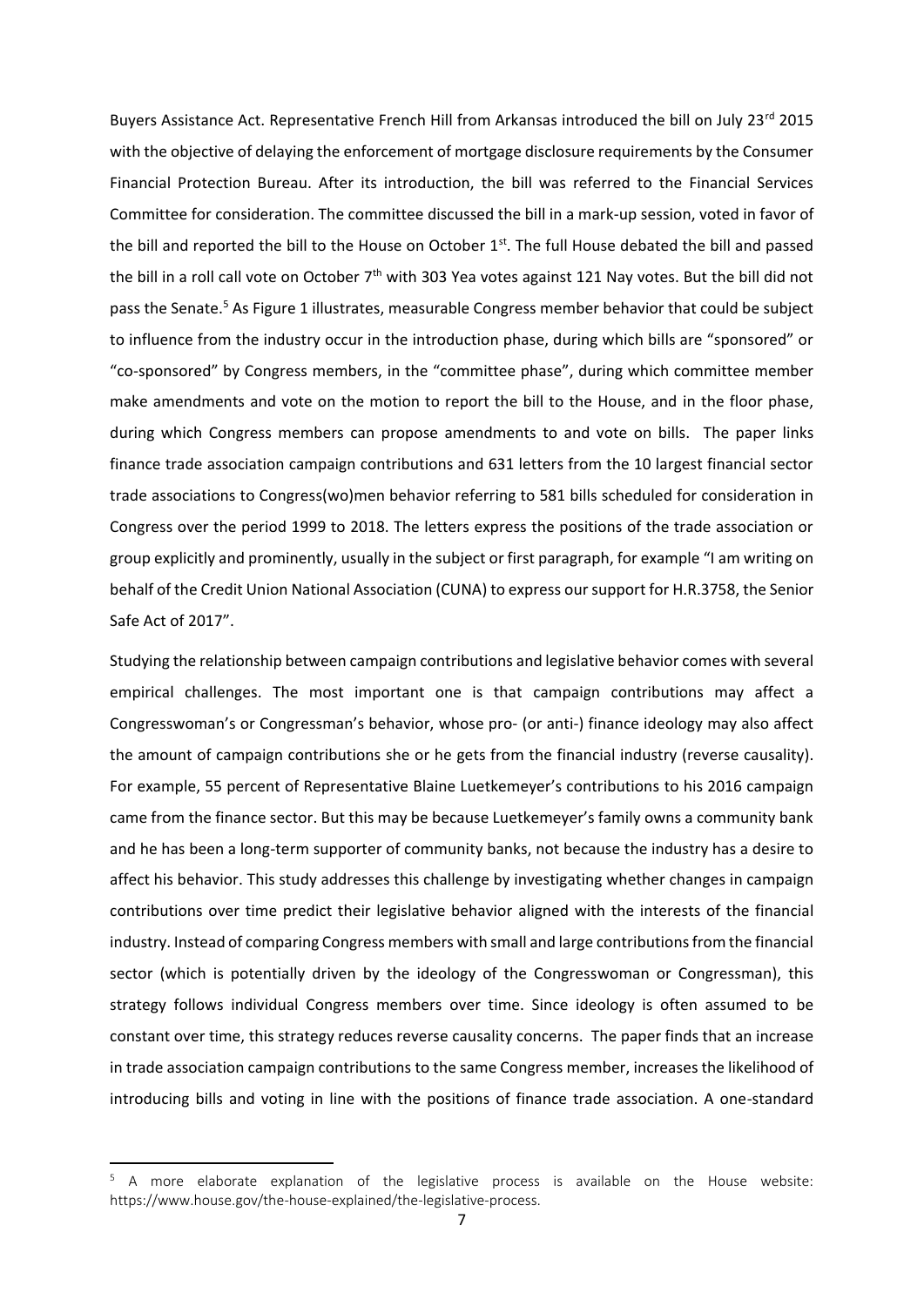Buyers Assistance Act. Representative French Hill from Arkansas introduced the bill on July 23rd 2015 with the objective of delaying the enforcement of mortgage disclosure requirements by the Consumer Financial Protection Bureau. After its introduction, the bill was referred to the Financial Services Committee for consideration. The committee discussed the bill in a mark-up session, voted in favor of the bill and reported the bill to the House on October 1st. The full House debated the bill and passed the bill in a roll call vote on October 7th with 303 Yea votes against 121 Nay votes. But the bill did not pass the Senate.[5] As Figure 1 illustrates, measurable Congress member behavior that could be subject to influence from the industry occur in the introduction phase, during which bills are "sponsored" or "co-sponsored" by Congress members, in the "committee phase", during which committee member make amendments and vote on the motion to report the bill to the House, and in the floor phase, during which Congress members can propose amendments to and vote on bills. The paper links finance trade association campaign contributions and 631 letters from the 10 largest financial sector trade associations to Congress(wo)men behavior referring to 581 bills scheduled for consideration in Congress over the period 1999 to 2018. The letters express the positions of the trade association or group explicitly and prominently, usually in the subject or first paragraph, for example "I am writing on behalf of the Credit Union National Association (CUNA) to express our support for H.R.3758, the Senior Safe Act of 2017".

Studying the relationship between campaign contributions and legislative behavior comes with several empirical challenges. The most important one is that campaign contributions may affect a Congresswoman's or Congressman's behavior, whose pro- (or anti-) finance ideology may also affect the amount of campaign contributions she or he gets from the financial industry (reverse causality). For example, 55 percent of Representative Blaine Luetkemeyer's contributions to his 2016 campaign came from the finance sector. But this may be because Luetkemeyer's family owns a community bank and he has been a long-term supporter of community banks, not because the industry has a desire to affect his behavior. This study addresses this challenge by investigating whether changes in campaign contributions over time predict their legislative behavior aligned with the interests of the financial industry. Instead of comparing Congress members with small and large contributions from the financial sector (which is potentially driven by the ideology of the Congresswoman or Congressman), this strategy follows individual Congress members over time. Since ideology is often assumed to be constant over time, this strategy reduces reverse causality concerns. The paper finds that an increase in trade association campaign contributions to the same Congress member, increases the likelihood of introducing bills and voting in line with the positions of finance trade association. A one-standard

[5] A more elaborate explanation of the legislative process is available on the House website: https://www.house.gov/the-house-explained/the-legislative-process.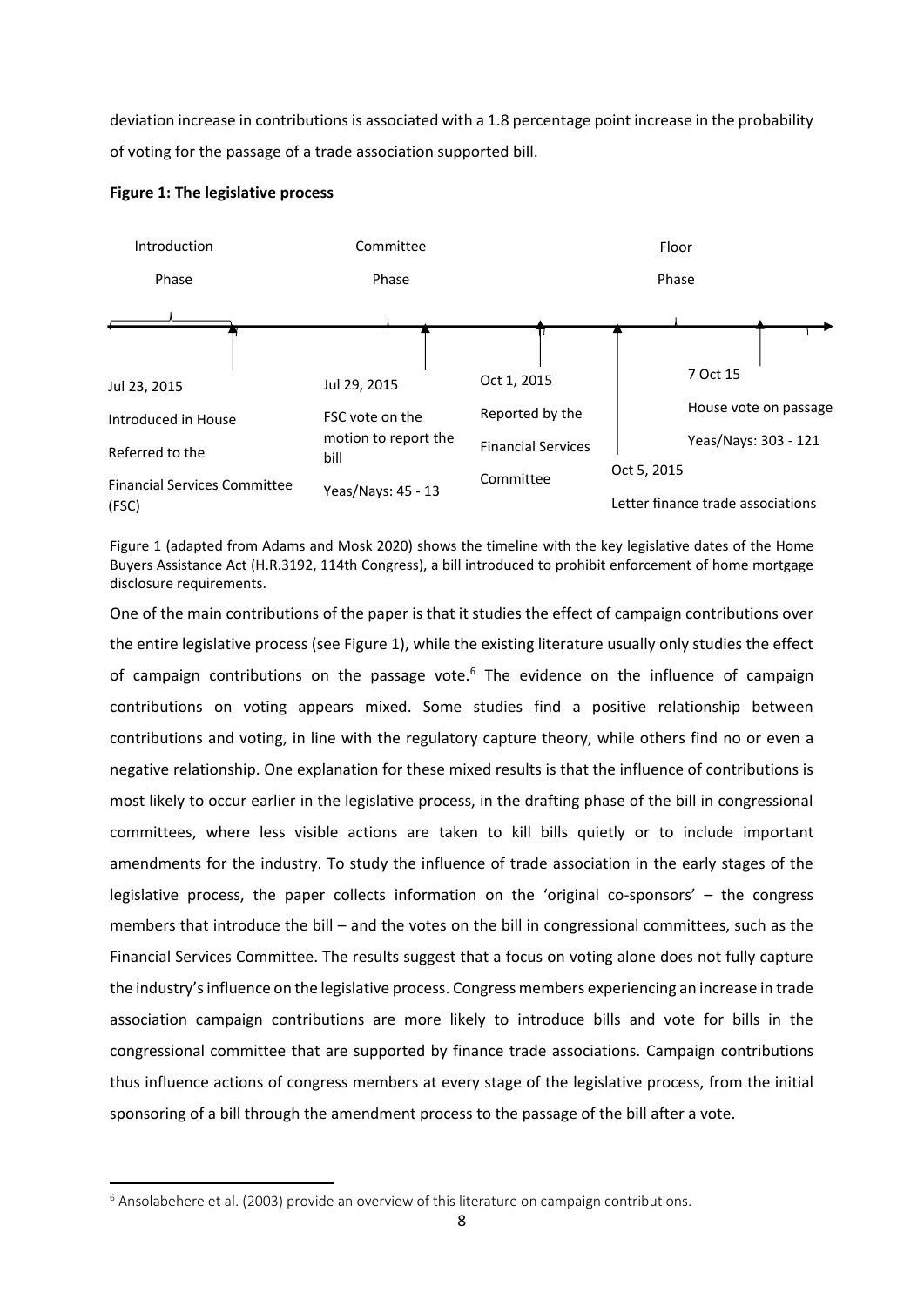deviation increase in contributions is associated with a 1.8 percentage point increase in the probability of voting for the passage of a trade association supported bill.

**Figure 1: The legislative process**

Introduction Phase

Jul 23, 2015

Introduced in House

Referred to the Financial Services Committee (FSC)

Committee Phase

Jul 29, 2015

FSC vote on the motion to report the bill

Yeas/Nays: 45 - 13

Oct 1, 2015

Reported by the Financial Services Committee

Floor Phase

Oct 5, 2015

Letter finance trade associations

7 Oct 15

House vote on passage

Yeas/Nays: 303 - 121

Figure 1 (adapted from Adams and Mosk 2020) shows the timeline with the key legislative dates of the Home Buyers Assistance Act (H.R.3192, 114th Congress), a bill introduced to prohibit enforcement of home mortgage disclosure requirements.

One of the main contributions of the paper is that it studies the effect of campaign contributions over the entire legislative process (see Figure 1), while the existing literature usually only studies the effect of campaign contributions on the passage vote.[6] The evidence on the influence of campaign contributions on voting appears mixed. Some studies find a positive relationship between contributions and voting, in line with the regulatory capture theory, while others find no or even a negative relationship. One explanation for these mixed results is that the influence of contributions is most likely to occur earlier in the legislative process, in the drafting phase of the bill in congressional committees, where less visible actions are taken to kill bills quietly or to include important amendments for the industry. To study the influence of trade association in the early stages of the legislative process, the paper collects information on the 'original co-sponsors' – the congress members that introduce the bill – and the votes on the bill in congressional committees, such as the Financial Services Committee. The results suggest that a focus on voting alone does not fully capture the industry's influence on the legislative process. Congress members experiencing an increase in trade association campaign contributions are more likely to introduce bills and vote for bills in the congressional committee that are supported by finance trade associations. Campaign contributions thus influence actions of congress members at every stage of the legislative process, from the initial sponsoring of a bill through the amendment process to the passage of the bill after a vote.

[6] Ansolabehere et al. (2003) provide an overview of this literature on campaign contributions.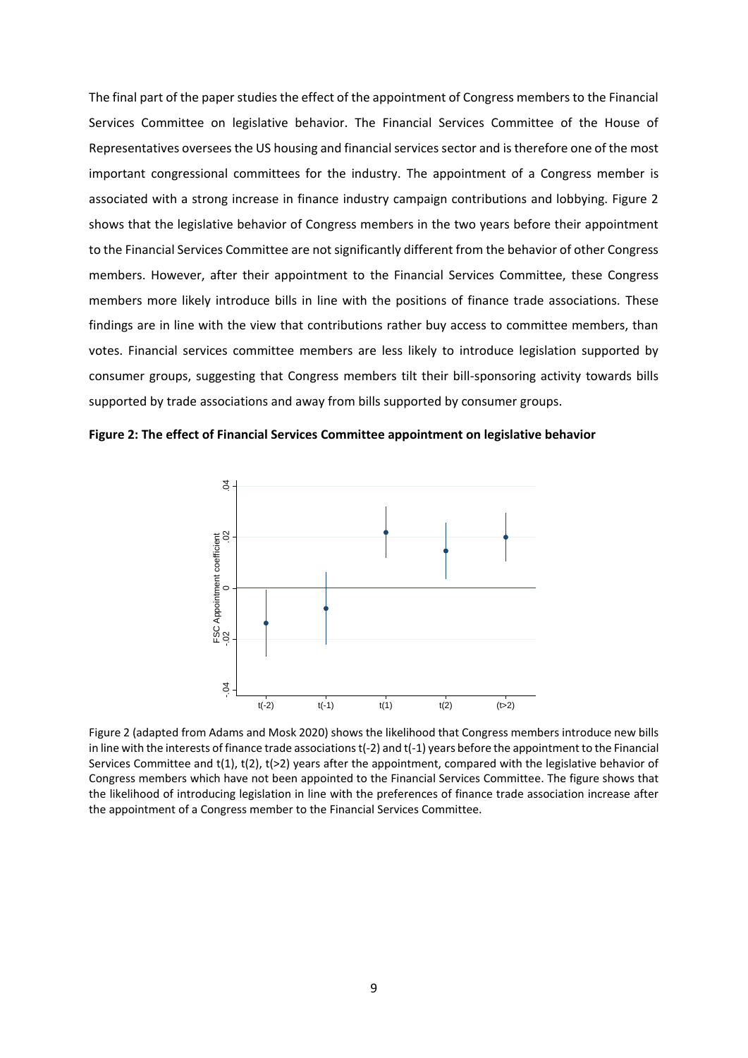The final part of the paper studies the effect of the appointment of Congress members to the Financial Services Committee on legislative behavior. The Financial Services Committee of the House of Representatives oversees the US housing and financial services sector and is therefore one of the most important congressional committees for the industry. The appointment of a Congress member is associated with a strong increase in finance industry campaign contributions and lobbying. Figure 2 shows that the legislative behavior of Congress members in the two years before their appointment to the Financial Services Committee are not significantly different from the behavior of other Congress members. However, after their appointment to the Financial Services Committee, these Congress members more likely introduce bills in line with the positions of finance trade associations. These findings are in line with the view that contributions rather buy access to committee members, than votes. Financial services committee members are less likely to introduce legislation supported by consumer groups, suggesting that Congress members tilt their bill-sponsoring activity towards bills supported by trade associations and away from bills supported by consumer groups.

**Figure 2: The effect of Financial Services Committee appointment on legislative behavior**

Figure 2 (adapted from Adams and Mosk 2020) shows the likelihood that Congress members introduce new bills in line with the interests of finance trade associations t(-2) and t(-1) years before the appointment to the Financial Services Committee and t(1), t(2), t(>2) years after the appointment, compared with the legislative behavior of Congress members which have not been appointed to the Financial Services Committee. The figure shows that the likelihood of introducing legislation in line with the preferences of finance trade association increase after the appointment of a Congress member to the Financial Services Committee.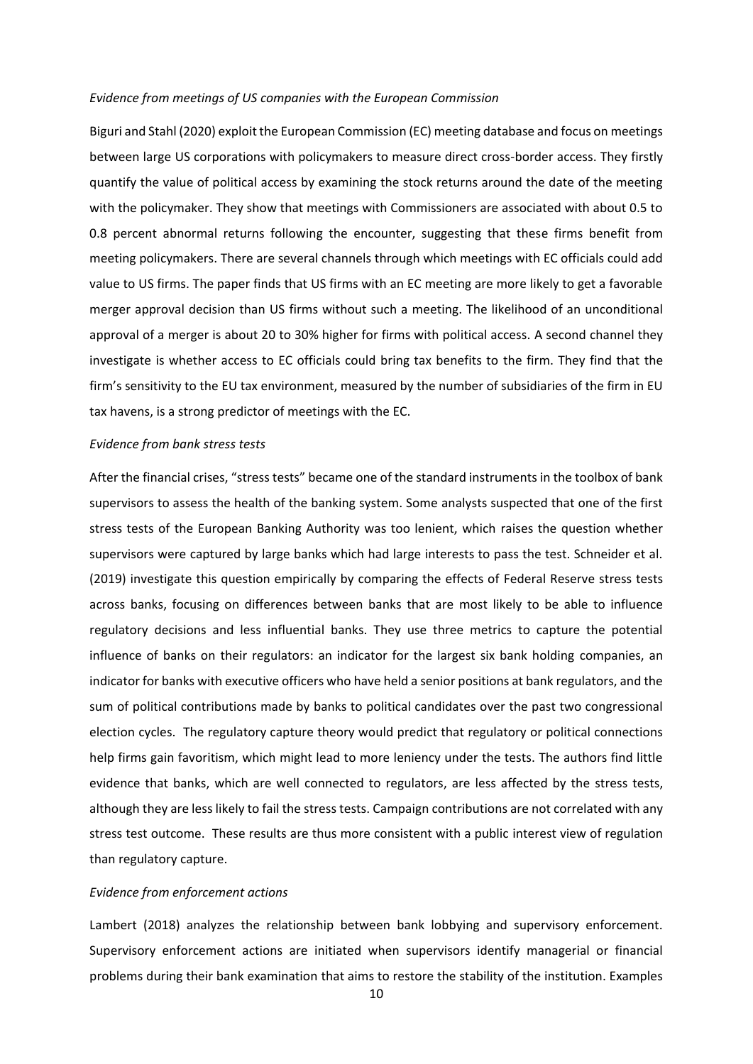*Evidence from meetings of US companies with the European Commission*

Biguri and Stahl (2020) exploit the European Commission (EC) meeting database and focus on meetings between large US corporations with policymakers to measure direct cross-border access. They firstly quantify the value of political access by examining the stock returns around the date of the meeting with the policymaker. They show that meetings with Commissioners are associated with about 0.5 to 0.8 percent abnormal returns following the encounter, suggesting that these firms benefit from meeting policymakers. There are several channels through which meetings with EC officials could add value to US firms. The paper finds that US firms with an EC meeting are more likely to get a favorable merger approval decision than US firms without such a meeting. The likelihood of an unconditional approval of a merger is about 20 to 30% higher for firms with political access. A second channel they investigate is whether access to EC officials could bring tax benefits to the firm. They find that the firm's sensitivity to the EU tax environment, measured by the number of subsidiaries of the firm in EU tax havens, is a strong predictor of meetings with the EC.

*Evidence from bank stress tests*

After the financial crises, "stress tests" became one of the standard instruments in the toolbox of bank supervisors to assess the health of the banking system. Some analysts suspected that one of the first stress tests of the European Banking Authority was too lenient, which raises the question whether supervisors were captured by large banks which had large interests to pass the test. Schneider et al. (2019) investigate this question empirically by comparing the effects of Federal Reserve stress tests across banks, focusing on differences between banks that are most likely to be able to influence regulatory decisions and less influential banks. They use three metrics to capture the potential influence of banks on their regulators: an indicator for the largest six bank holding companies, an indicator for banks with executive officers who have held a senior positions at bank regulators, and the sum of political contributions made by banks to political candidates over the past two congressional election cycles. The regulatory capture theory would predict that regulatory or political connections help firms gain favoritism, which might lead to more leniency under the tests. The authors find little evidence that banks, which are well connected to regulators, are less affected by the stress tests, although they are less likely to fail the stress tests. Campaign contributions are not correlated with any stress test outcome. These results are thus more consistent with a public interest view of regulation than regulatory capture.

*Evidence from enforcement actions*

Lambert (2018) analyzes the relationship between bank lobbying and supervisory enforcement. Supervisory enforcement actions are initiated when supervisors identify managerial or financial problems during their bank examination that aims to restore the stability of the institution. Examples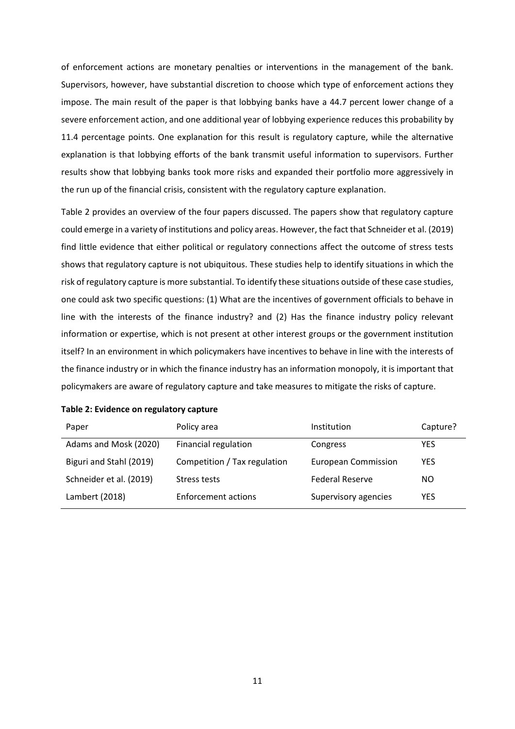of enforcement actions are monetary penalties or interventions in the management of the bank. Supervisors, however, have substantial discretion to choose which type of enforcement actions they impose. The main result of the paper is that lobbying banks have a 44.7 percent lower change of a severe enforcement action, and one additional year of lobbying experience reduces this probability by 11.4 percentage points. One explanation for this result is regulatory capture, while the alternative explanation is that lobbying efforts of the bank transmit useful information to supervisors. Further results show that lobbying banks took more risks and expanded their portfolio more aggressively in the run up of the financial crisis, consistent with the regulatory capture explanation.

Table 2 provides an overview of the four papers discussed. The papers show that regulatory capture could emerge in a variety of institutions and policy areas. However, the fact that Schneider et al. (2019) find little evidence that either political or regulatory connections affect the outcome of stress tests shows that regulatory capture is not ubiquitous. These studies help to identify situations in which the risk of regulatory capture is more substantial. To identify these situations outside of these case studies, one could ask two specific questions: (1) What are the incentives of government officials to behave in line with the interests of the finance industry? and (2) Has the finance industry policy relevant information or expertise, which is not present at other interest groups or the government institution itself? In an environment in which policymakers have incentives to behave in line with the interests of the finance industry or in which the finance industry has an information monopoly, it is important that policymakers are aware of regulatory capture and take measures to mitigate the risks of capture.

**Table 2: Evidence on regulatory capture**

| Paper | Policy area | Institution | Capture? |
| --- | --- | --- | --- |
| Adams and Mosk (2020) | Financial regulation | Congress | YES |
| Biguri and Stahl (2019) | Competition / Tax regulation | European Commission | YES |
| Schneider et al. (2019) | Stress tests | Federal Reserve | NO |
| Lambert (2018) | Enforcement actions | Supervisory agencies | YES |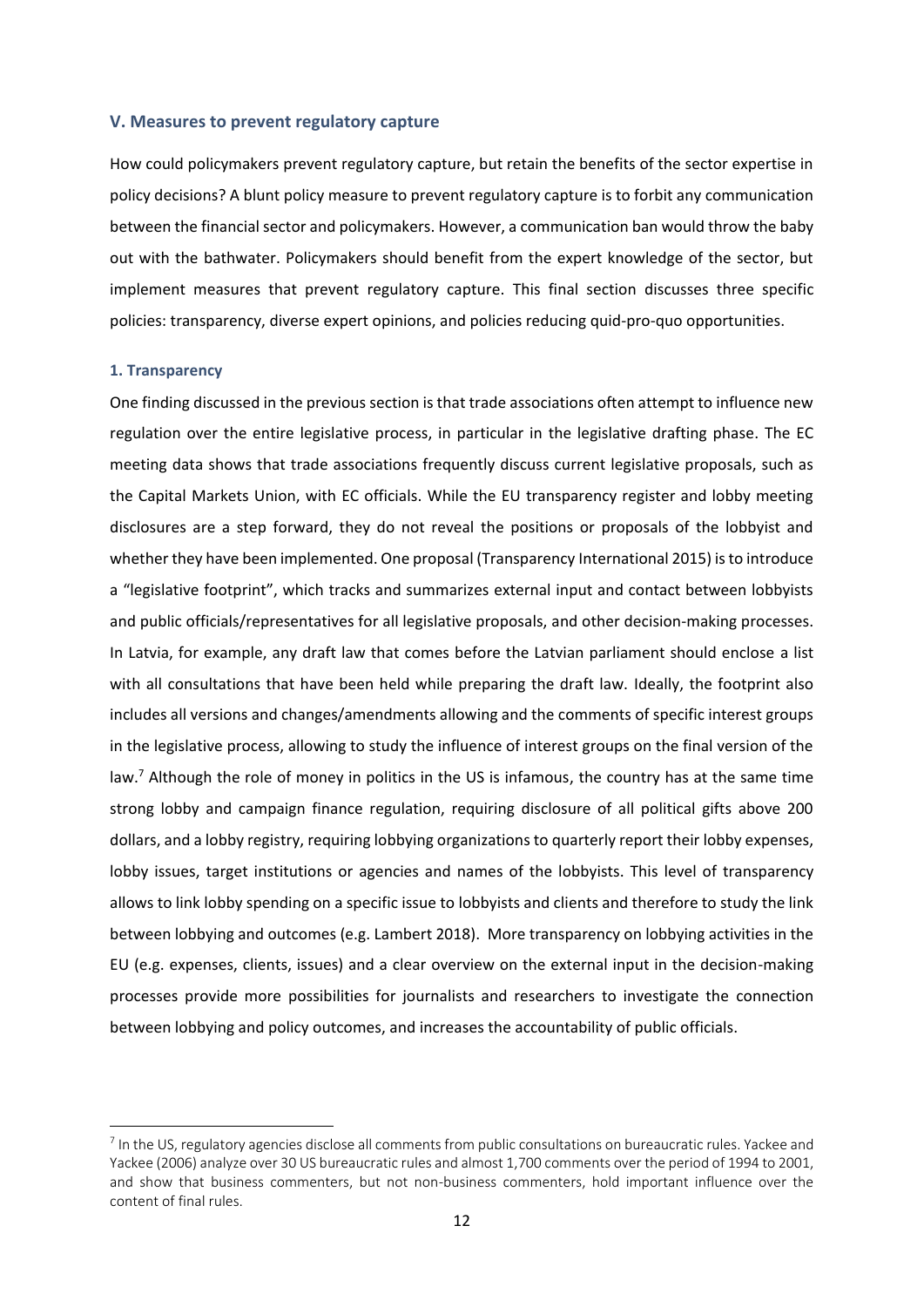## V. Measures to prevent regulatory capture

How could policymakers prevent regulatory capture, but retain the benefits of the sector expertise in policy decisions? A blunt policy measure to prevent regulatory capture is to forbit any communication between the financial sector and policymakers. However, a communication ban would throw the baby out with the bathwater. Policymakers should benefit from the expert knowledge of the sector, but implement measures that prevent regulatory capture. This final section discusses three specific policies: transparency, diverse expert opinions, and policies reducing quid-pro-quo opportunities.

### 1. Transparency

One finding discussed in the previous section is that trade associations often attempt to influence new regulation over the entire legislative process, in particular in the legislative drafting phase. The EC meeting data shows that trade associations frequently discuss current legislative proposals, such as the Capital Markets Union, with EC officials. While the EU transparency register and lobby meeting disclosures are a step forward, they do not reveal the positions or proposals of the lobbyist and whether they have been implemented. One proposal (Transparency International 2015) is to introduce a "legislative footprint", which tracks and summarizes external input and contact between lobbyists and public officials/representatives for all legislative proposals, and other decision-making processes. In Latvia, for example, any draft law that comes before the Latvian parliament should enclose a list with all consultations that have been held while preparing the draft law. Ideally, the footprint also includes all versions and changes/amendments allowing and the comments of specific interest groups in the legislative process, allowing to study the influence of interest groups on the final version of the law.[7] Although the role of money in politics in the US is infamous, the country has at the same time strong lobby and campaign finance regulation, requiring disclosure of all political gifts above 200 dollars, and a lobby registry, requiring lobbying organizations to quarterly report their lobby expenses, lobby issues, target institutions or agencies and names of the lobbyists. This level of transparency allows to link lobby spending on a specific issue to lobbyists and clients and therefore to study the link between lobbying and outcomes (e.g. Lambert 2018). More transparency on lobbying activities in the EU (e.g. expenses, clients, issues) and a clear overview on the external input in the decision-making processes provide more possibilities for journalists and researchers to investigate the connection between lobbying and policy outcomes, and increases the accountability of public officials.

---

[7] In the US, regulatory agencies disclose all comments from public consultations on bureaucratic rules. Yackee and Yackee (2006) analyze over 30 US bureaucratic rules and almost 1,700 comments over the period of 1994 to 2001, and show that business commenters, but not non-business commenters, hold important influence over the content of final rules.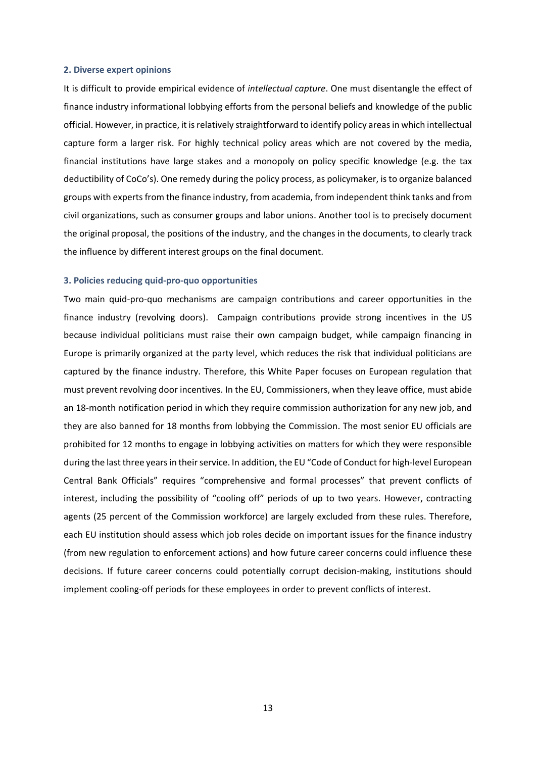### 2. Diverse expert opinions

It is difficult to provide empirical evidence of *intellectual capture*. One must disentangle the effect of finance industry informational lobbying efforts from the personal beliefs and knowledge of the public official. However, in practice, it is relatively straightforward to identify policy areas in which intellectual capture form a larger risk. For highly technical policy areas which are not covered by the media, financial institutions have large stakes and a monopoly on policy specific knowledge (e.g. the tax deductibility of CoCo's). One remedy during the policy process, as policymaker, is to organize balanced groups with experts from the finance industry, from academia, from independent think tanks and from civil organizations, such as consumer groups and labor unions. Another tool is to precisely document the original proposal, the positions of the industry, and the changes in the documents, to clearly track the influence by different interest groups on the final document.

### 3. Policies reducing quid-pro-quo opportunities

Two main quid-pro-quo mechanisms are campaign contributions and career opportunities in the finance industry (revolving doors). Campaign contributions provide strong incentives in the US because individual politicians must raise their own campaign budget, while campaign financing in Europe is primarily organized at the party level, which reduces the risk that individual politicians are captured by the finance industry. Therefore, this White Paper focuses on European regulation that must prevent revolving door incentives. In the EU, Commissioners, when they leave office, must abide an 18-month notification period in which they require commission authorization for any new job, and they are also banned for 18 months from lobbying the Commission. The most senior EU officials are prohibited for 12 months to engage in lobbying activities on matters for which they were responsible during the last three years in their service. In addition, the EU "Code of Conduct for high-level European Central Bank Officials" requires "comprehensive and formal processes" that prevent conflicts of interest, including the possibility of "cooling off" periods of up to two years. However, contracting agents (25 percent of the Commission workforce) are largely excluded from these rules. Therefore, each EU institution should assess which job roles decide on important issues for the finance industry (from new regulation to enforcement actions) and how future career concerns could influence these decisions. If future career concerns could potentially corrupt decision-making, institutions should implement cooling-off periods for these employees in order to prevent conflicts of interest.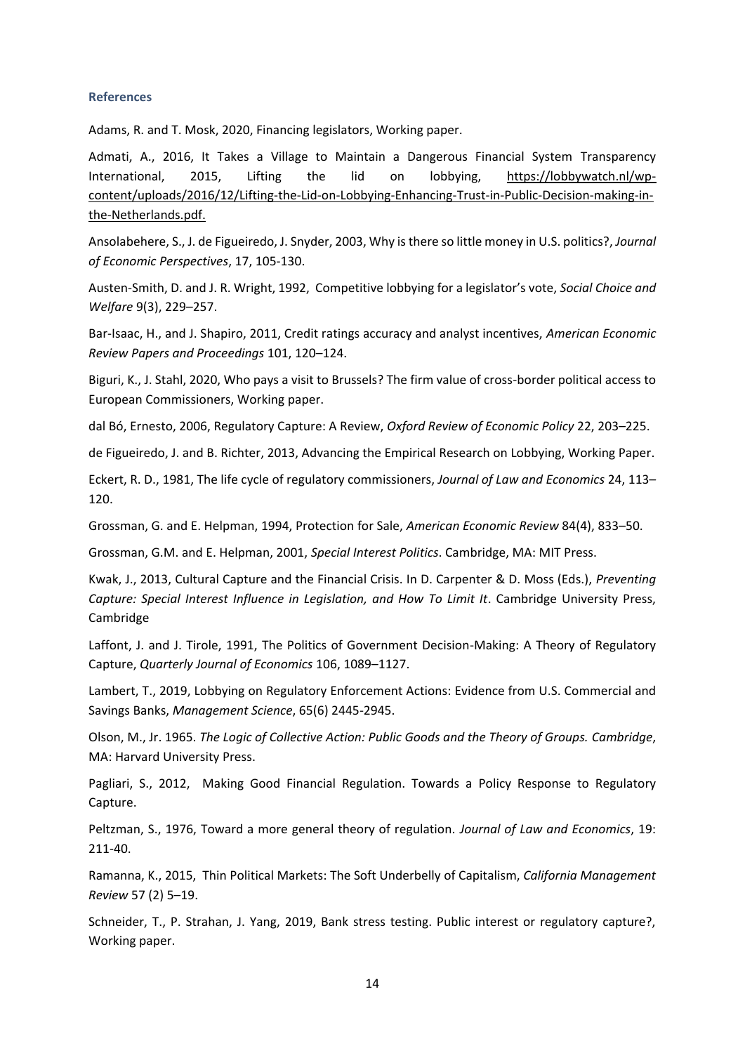### References

Adams, R. and T. Mosk, 2020, Financing legislators, Working paper.

Admati, A., 2016, It Takes a Village to Maintain a Dangerous Financial System Transparency International, 2015, Lifting the lid on lobbying, https://lobbywatch.nl/wp-content/uploads/2016/12/Lifting-the-Lid-on-Lobbying-Enhancing-Trust-in-Public-Decision-making-in-the-Netherlands.pdf.

Ansolabehere, S., J. de Figueiredo, J. Snyder, 2003, Why is there so little money in U.S. politics?, *Journal of Economic Perspectives*, 17, 105-130.

Austen-Smith, D. and J. R. Wright, 1992, Competitive lobbying for a legislator's vote, *Social Choice and Welfare* 9(3), 229–257.

Bar-Isaac, H., and J. Shapiro, 2011, Credit ratings accuracy and analyst incentives, *American Economic Review Papers and Proceedings* 101, 120–124.

Biguri, K., J. Stahl, 2020, Who pays a visit to Brussels? The firm value of cross-border political access to European Commissioners, Working paper.

dal Bó, Ernesto, 2006, Regulatory Capture: A Review, *Oxford Review of Economic Policy* 22, 203–225.

de Figueiredo, J. and B. Richter, 2013, Advancing the Empirical Research on Lobbying, Working Paper.

Eckert, R. D., 1981, The life cycle of regulatory commissioners, *Journal of Law and Economics* 24, 113–120.

Grossman, G. and E. Helpman, 1994, Protection for Sale, *American Economic Review* 84(4), 833–50.

Grossman, G.M. and E. Helpman, 2001, *Special Interest Politics*. Cambridge, MA: MIT Press.

Kwak, J., 2013, Cultural Capture and the Financial Crisis. In D. Carpenter & D. Moss (Eds.), *Preventing Capture: Special Interest Influence in Legislation, and How To Limit It*. Cambridge University Press, Cambridge

Laffont, J. and J. Tirole, 1991, The Politics of Government Decision-Making: A Theory of Regulatory Capture, *Quarterly Journal of Economics* 106, 1089–1127.

Lambert, T., 2019, Lobbying on Regulatory Enforcement Actions: Evidence from U.S. Commercial and Savings Banks, *Management Science*, 65(6) 2445-2945.

Olson, M., Jr. 1965. *The Logic of Collective Action: Public Goods and the Theory of Groups. Cambridge*, MA: Harvard University Press.

Pagliari, S., 2012, Making Good Financial Regulation. Towards a Policy Response to Regulatory Capture.

Peltzman, S., 1976, Toward a more general theory of regulation. *Journal of Law and Economics*, 19: 211-40.

Ramanna, K., 2015, Thin Political Markets: The Soft Underbelly of Capitalism, *California Management Review* 57 (2) 5–19.

Schneider, T., P. Strahan, J. Yang, 2019, Bank stress testing. Public interest or regulatory capture?, Working paper.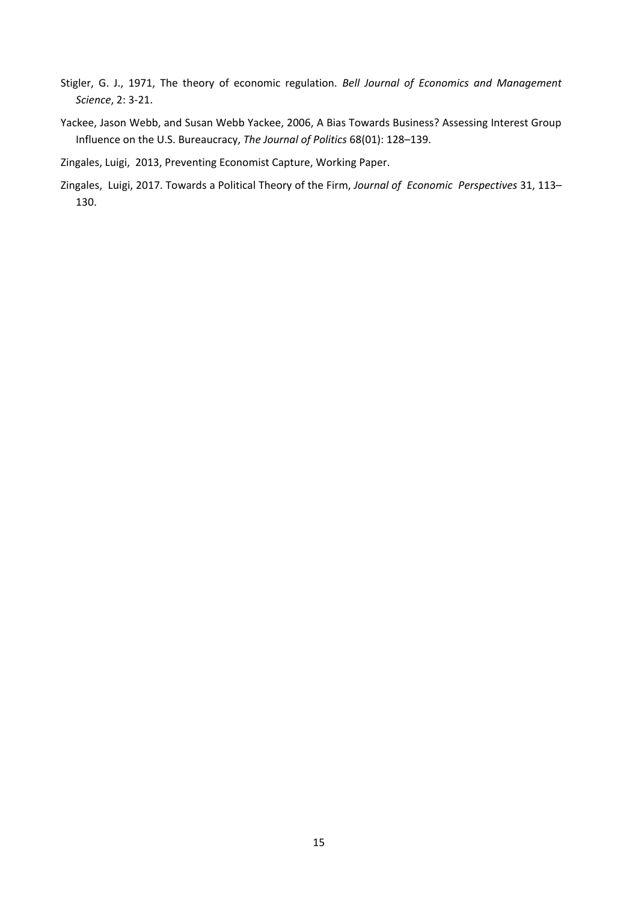Stigler, G. J., 1971, The theory of economic regulation. *Bell Journal of Economics and Management Science*, 2: 3-21.

Yackee, Jason Webb, and Susan Webb Yackee, 2006, A Bias Towards Business? Assessing Interest Group Influence on the U.S. Bureaucracy, *The Journal of Politics* 68(01): 128–139.

Zingales, Luigi, 2013, Preventing Economist Capture, Working Paper.

Zingales, Luigi, 2017. Towards a Political Theory of the Firm, *Journal of Economic Perspectives* 31, 113–130.